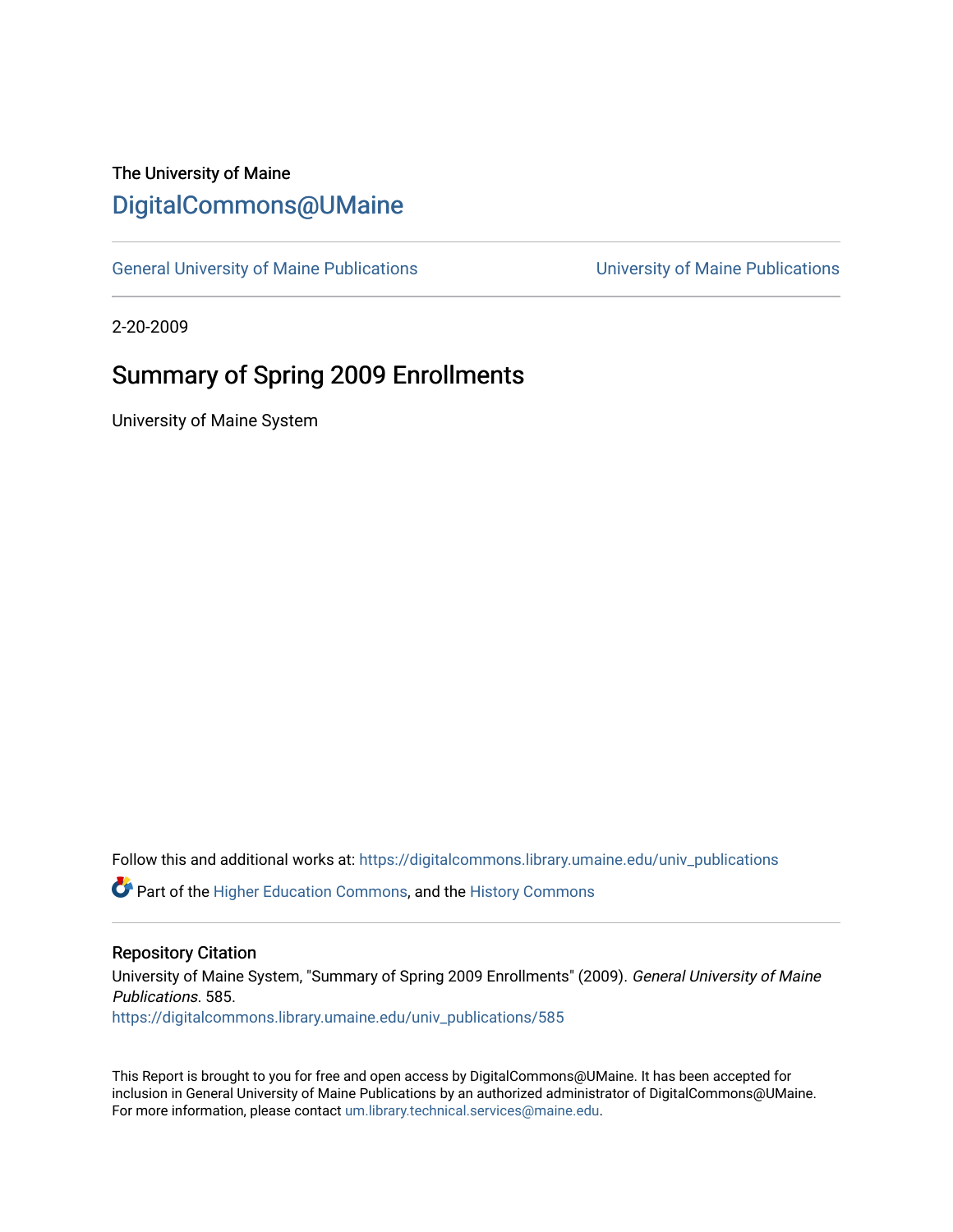The University of Maine

# DigitalCommons@UMaine

General University of Maine Publications | University of Maine Publications

2-20-2009

## Summary of Spring 2009 Enrollments

University of Maine System

Follow this and additional works at: https://digitalcommons.library.umaine.edu/univ_publications

Part of the Higher Education Commons, and the History Commons

### Repository Citation

University of Maine System, "Summary of Spring 2009 Enrollments" (2009). *General University of Maine Publications*. 585.
https://digitalcommons.library.umaine.edu/univ_publications/585

This Report is brought to you for free and open access by DigitalCommons@UMaine. It has been accepted for inclusion in General University of Maine Publications by an authorized administrator of DigitalCommons@UMaine. For more information, please contact um.library.technical.services@maine.edu.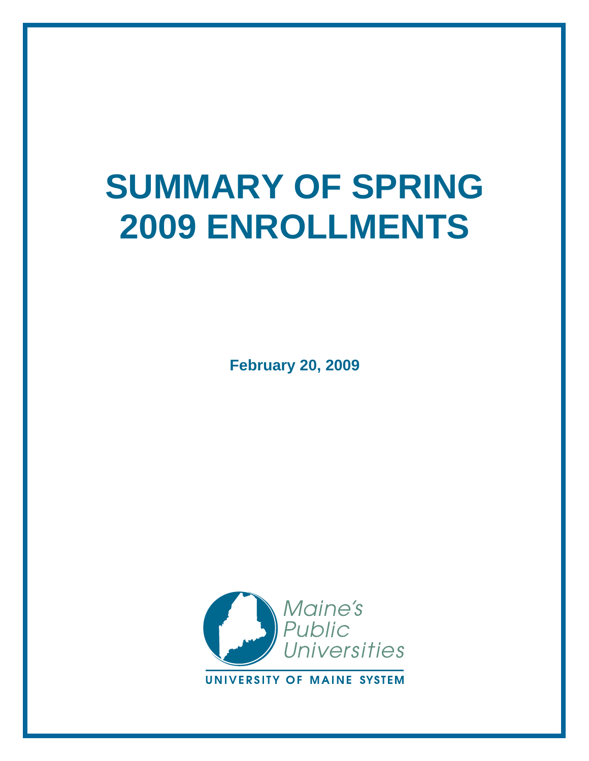# SUMMARY OF SPRING 2009 ENROLLMENTS

**February 20, 2009**

Maine's Public Universities

UNIVERSITY OF MAINE SYSTEM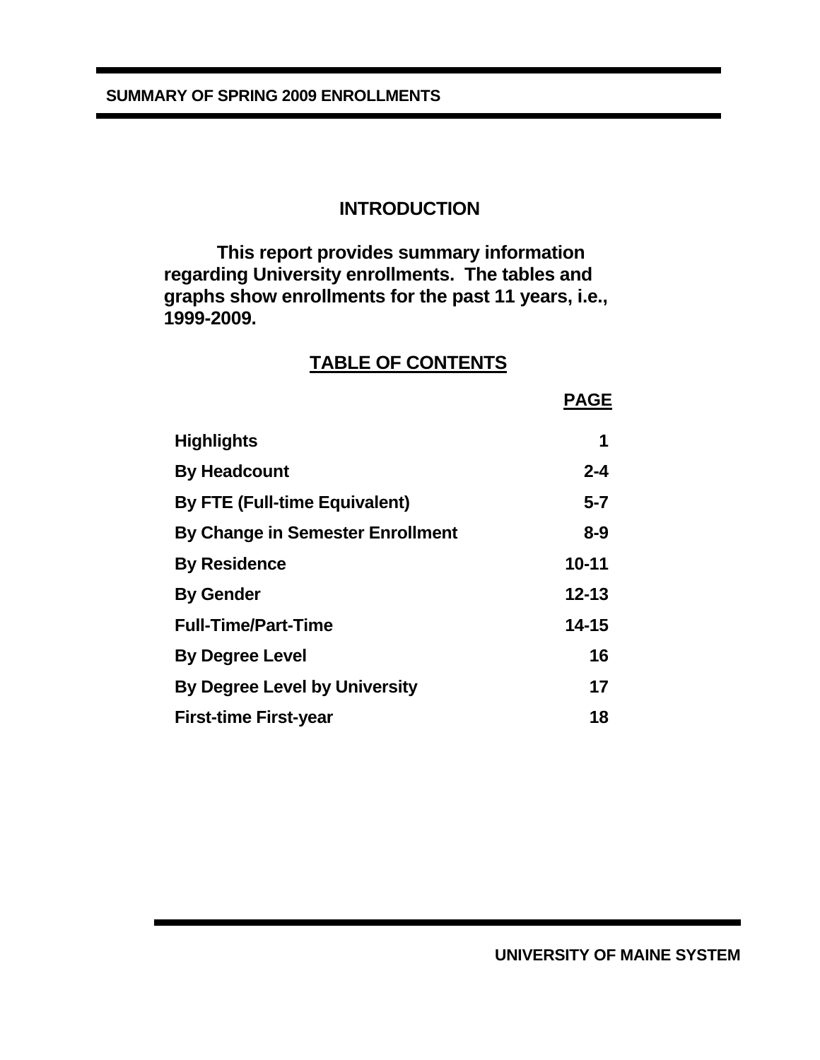# SUMMARY OF SPRING 2009 ENROLLMENTS

## INTRODUCTION

This report provides summary information regarding University enrollments. The tables and graphs show enrollments for the past 11 years, i.e., 1999-2009.

## TABLE OF CONTENTS

| | PAGE |
|---|---|
| Highlights | 1 |
| By Headcount | 2-4 |
| By FTE (Full-time Equivalent) | 5-7 |
| By Change in Semester Enrollment | 8-9 |
| By Residence | 10-11 |
| By Gender | 12-13 |
| Full-Time/Part-Time | 14-15 |
| By Degree Level | 16 |
| By Degree Level by University | 17 |
| First-time First-year | 18 |

UNIVERSITY OF MAINE SYSTEM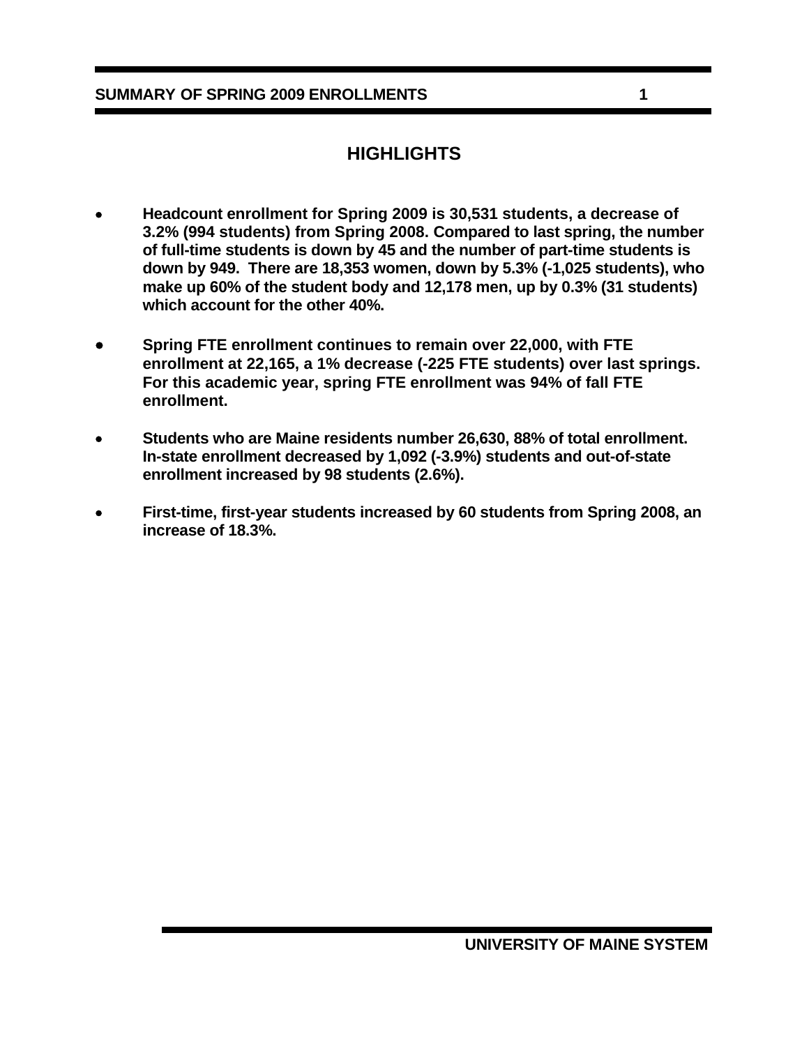## HIGHLIGHTS

- **Headcount enrollment for Spring 2009 is 30,531 students, a decrease of 3.2% (994 students) from Spring 2008. Compared to last spring, the number of full-time students is down by 45 and the number of part-time students is down by 949. There are 18,353 women, down by 5.3% (-1,025 students), who make up 60% of the student body and 12,178 men, up by 0.3% (31 students) which account for the other 40%.**

- **Spring FTE enrollment continues to remain over 22,000, with FTE enrollment at 22,165, a 1% decrease (-225 FTE students) over last springs. For this academic year, spring FTE enrollment was 94% of fall FTE enrollment.**

- **Students who are Maine residents number 26,630, 88% of total enrollment. In-state enrollment decreased by 1,092 (-3.9%) students and out-of-state enrollment increased by 98 students (2.6%).**

- **First-time, first-year students increased by 60 students from Spring 2008, an increase of 18.3%.**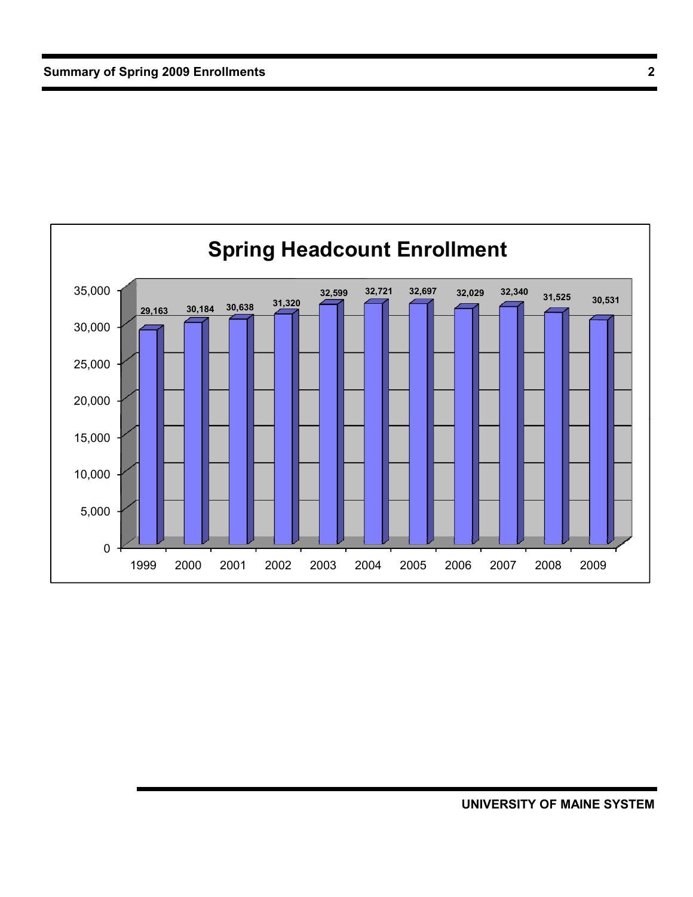## Spring Headcount Enrollment

| Year | Enrollment |
|---|---|
| 1999 | 29,163 |
| 2000 | 30,184 |
| 2001 | 30,638 |
| 2002 | 31,320 |
| 2003 | 32,599 |
| 2004 | 32,721 |
| 2005 | 32,697 |
| 2006 | 32,029 |
| 2007 | 32,340 |
| 2008 | 31,525 |
| 2009 | 30,531 |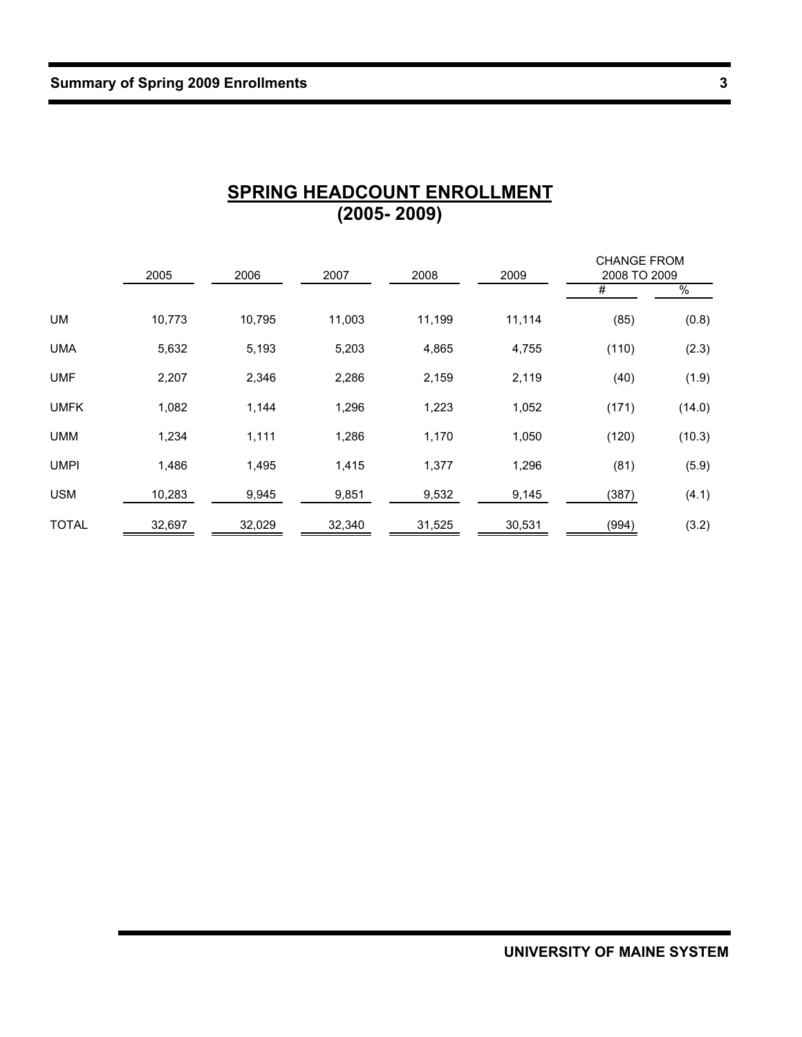## SPRING HEADCOUNT ENROLLMENT (2005- 2009)

| | 2005 | 2006 | 2007 | 2008 | 2009 | CHANGE FROM 2008 TO 2009 | |
|---|---|---|---|---|---|---|---|
| | | | | | | # | % |
| UM | 10,773 | 10,795 | 11,003 | 11,199 | 11,114 | (85) | (0.8) |
| UMA | 5,632 | 5,193 | 5,203 | 4,865 | 4,755 | (110) | (2.3) |
| UMF | 2,207 | 2,346 | 2,286 | 2,159 | 2,119 | (40) | (1.9) |
| UMFK | 1,082 | 1,144 | 1,296 | 1,223 | 1,052 | (171) | (14.0) |
| UMM | 1,234 | 1,111 | 1,286 | 1,170 | 1,050 | (120) | (10.3) |
| UMPI | 1,486 | 1,495 | 1,415 | 1,377 | 1,296 | (81) | (5.9) |
| USM | 10,283 | 9,945 | 9,851 | 9,532 | 9,145 | (387) | (4.1) |
| TOTAL | 32,697 | 32,029 | 32,340 | 31,525 | 30,531 | (994) | (3.2) |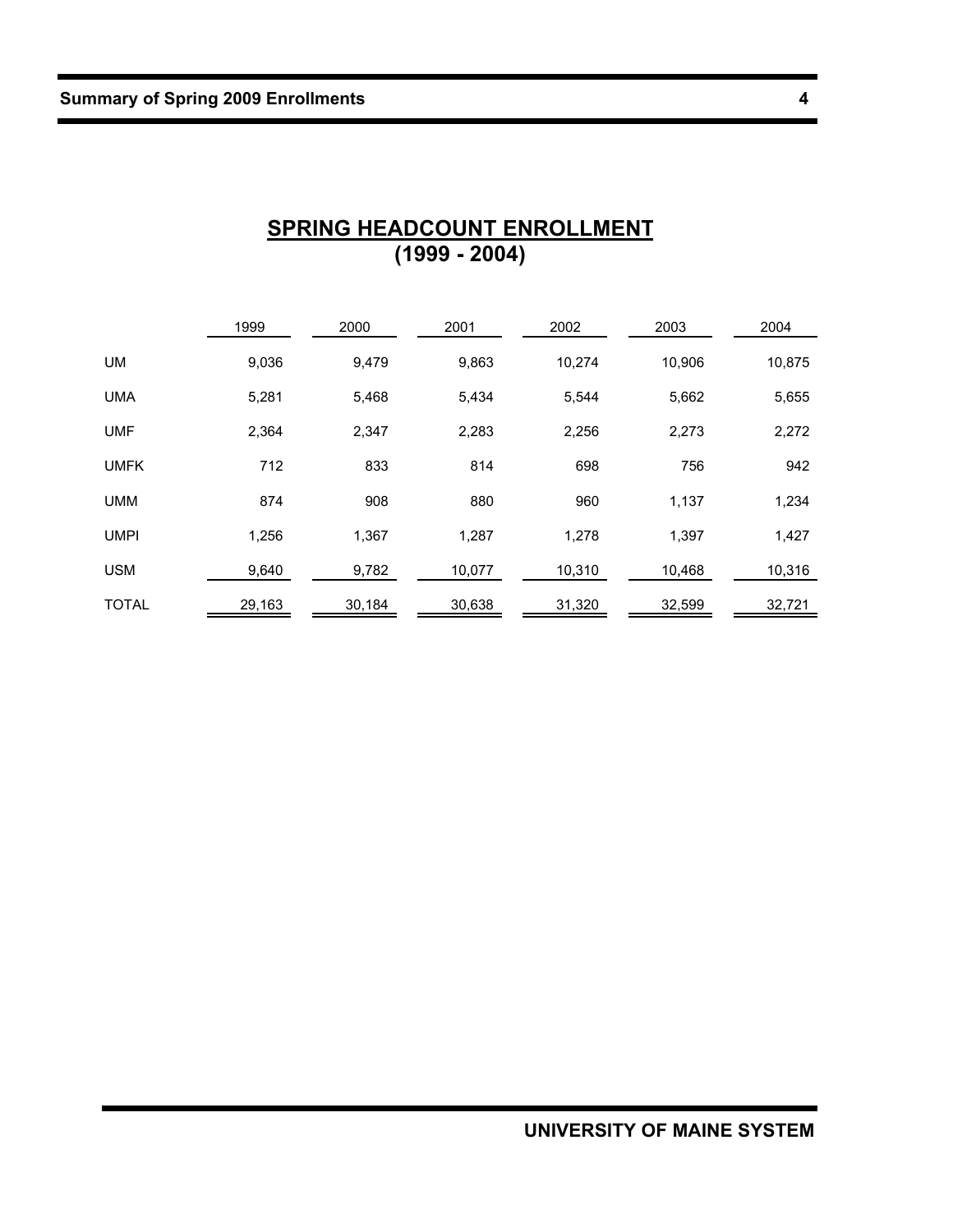## SPRING HEADCOUNT ENROLLMENT
## (1999 - 2004)

| | 1999 | 2000 | 2001 | 2002 | 2003 | 2004 |
|---|---|---|---|---|---|---|
| UM | 9,036 | 9,479 | 9,863 | 10,274 | 10,906 | 10,875 |
| UMA | 5,281 | 5,468 | 5,434 | 5,544 | 5,662 | 5,655 |
| UMF | 2,364 | 2,347 | 2,283 | 2,256 | 2,273 | 2,272 |
| UMFK | 712 | 833 | 814 | 698 | 756 | 942 |
| UMM | 874 | 908 | 880 | 960 | 1,137 | 1,234 |
| UMPI | 1,256 | 1,367 | 1,287 | 1,278 | 1,397 | 1,427 |
| USM | 9,640 | 9,782 | 10,077 | 10,310 | 10,468 | 10,316 |
| TOTAL | 29,163 | 30,184 | 30,638 | 31,320 | 32,599 | 32,721 |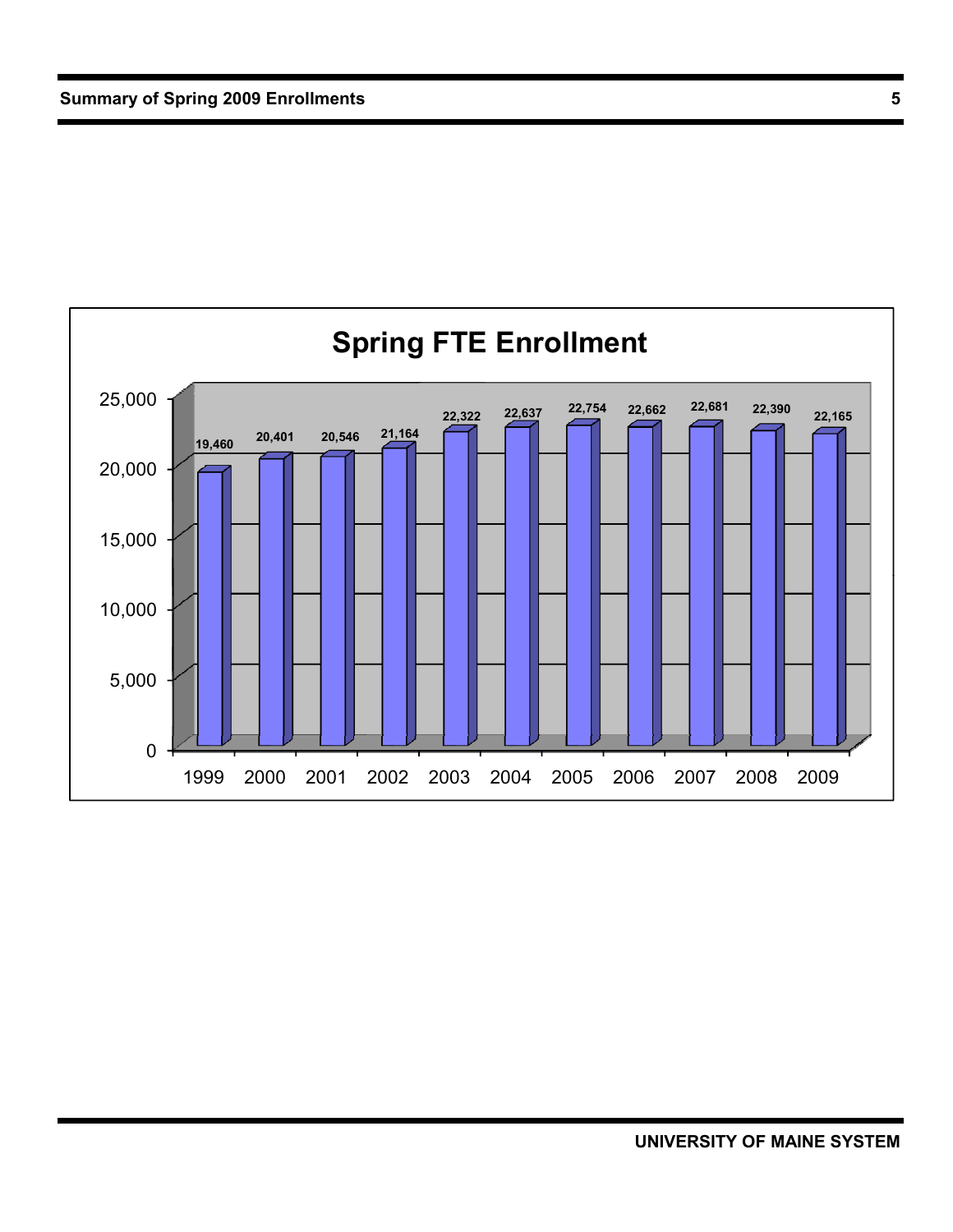## Spring FTE Enrollment

| Year | FTE Enrollment |
|---|---|
| 1999 | 19,460 |
| 2000 | 20,401 |
| 2001 | 20,546 |
| 2002 | 21,164 |
| 2003 | 22,322 |
| 2004 | 22,637 |
| 2005 | 22,754 |
| 2006 | 22,662 |
| 2007 | 22,681 |
| 2008 | 22,390 |
| 2009 | 22,165 |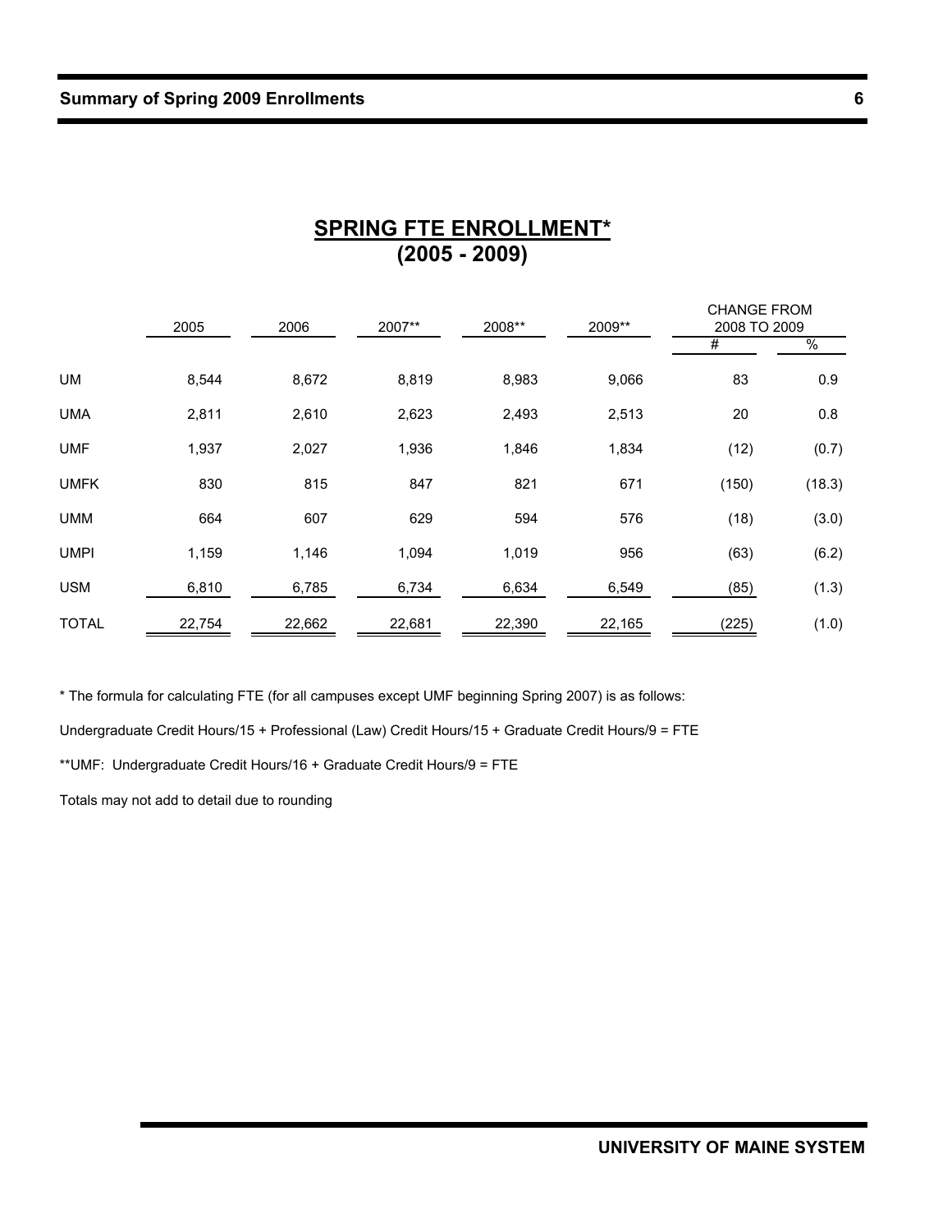# SPRING FTE ENROLLMENT*
## (2005 - 2009)

| | 2005 | 2006 | 2007** | 2008** | 2009** | CHANGE FROM 2008 TO 2009 | |
|---|---|---|---|---|---|---|---|
| | | | | | | # | % |
| UM | 8,544 | 8,672 | 8,819 | 8,983 | 9,066 | 83 | 0.9 |
| UMA | 2,811 | 2,610 | 2,623 | 2,493 | 2,513 | 20 | 0.8 |
| UMF | 1,937 | 2,027 | 1,936 | 1,846 | 1,834 | (12) | (0.7) |
| UMFK | 830 | 815 | 847 | 821 | 671 | (150) | (18.3) |
| UMM | 664 | 607 | 629 | 594 | 576 | (18) | (3.0) |
| UMPI | 1,159 | 1,146 | 1,094 | 1,019 | 956 | (63) | (6.2) |
| USM | 6,810 | 6,785 | 6,734 | 6,634 | 6,549 | (85) | (1.3) |
| TOTAL | 22,754 | 22,662 | 22,681 | 22,390 | 22,165 | (225) | (1.0) |

* The formula for calculating FTE (for all campuses except UMF beginning Spring 2007) is as follows:

Undergraduate Credit Hours/15 + Professional (Law) Credit Hours/15 + Graduate Credit Hours/9 = FTE

**UMF: Undergraduate Credit Hours/16 + Graduate Credit Hours/9 = FTE

Totals may not add to detail due to rounding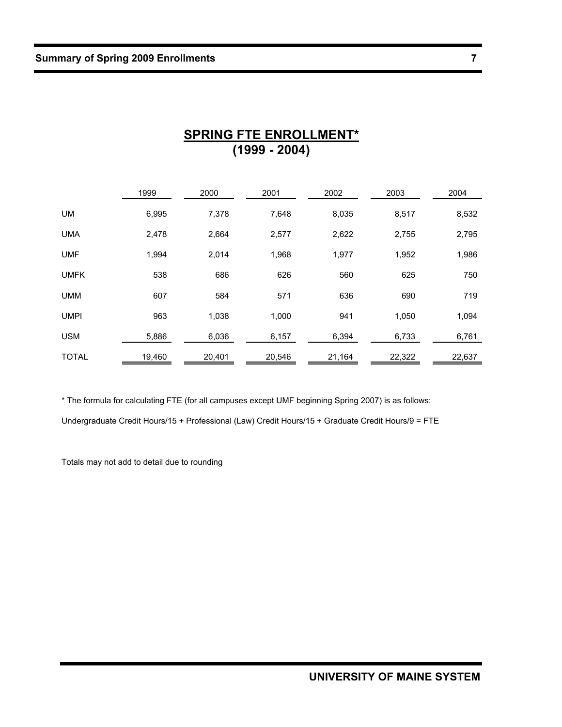## SPRING FTE ENROLLMENT*
## (1999 - 2004)

| | 1999 | 2000 | 2001 | 2002 | 2003 | 2004 |
|---|---|---|---|---|---|---|
| UM | 6,995 | 7,378 | 7,648 | 8,035 | 8,517 | 8,532 |
| UMA | 2,478 | 2,664 | 2,577 | 2,622 | 2,755 | 2,795 |
| UMF | 1,994 | 2,014 | 1,968 | 1,977 | 1,952 | 1,986 |
| UMFK | 538 | 686 | 626 | 560 | 625 | 750 |
| UMM | 607 | 584 | 571 | 636 | 690 | 719 |
| UMPI | 963 | 1,038 | 1,000 | 941 | 1,050 | 1,094 |
| USM | 5,886 | 6,036 | 6,157 | 6,394 | 6,733 | 6,761 |
| TOTAL | 19,460 | 20,401 | 20,546 | 21,164 | 22,322 | 22,637 |

* The formula for calculating FTE (for all campuses except UMF beginning Spring 2007) is as follows:

Undergraduate Credit Hours/15 + Professional (Law) Credit Hours/15 + Graduate Credit Hours/9 = FTE

Totals may not add to detail due to rounding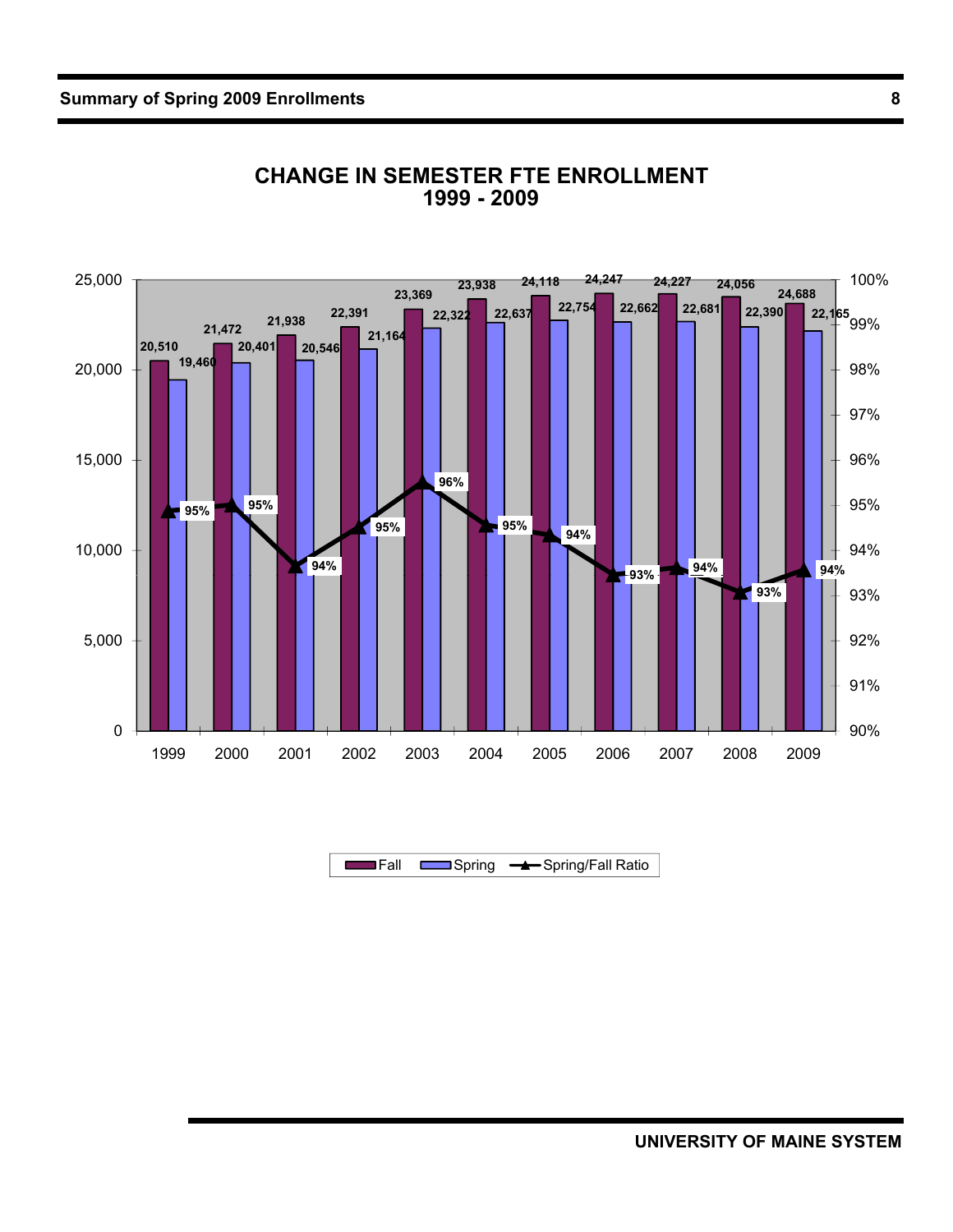# CHANGE IN SEMESTER FTE ENROLLMENT
## 1999 - 2009

| Year | Fall | Spring | Spring/Fall Ratio |
|---|---|---|---|
| 1999 | 20,510 | 19,460 | 95% |
| 2000 | 21,472 | 20,401 | 95% |
| 2001 | 21,938 | 20,546 | 94% |
| 2002 | 22,391 | 21,164 | 95% |
| 2003 | 23,369 | 22,322 | 96% |
| 2004 | 23,938 | 22,637 | 95% |
| 2005 | 24,118 | 22,754 | 94% |
| 2006 | 24,247 | 22,662 | 93% |
| 2007 | 24,227 | 22,681 | 94% |
| 2008 | 24,056 | 22,390 | 93% |
| 2009 | 24,688 | 22,165 | 94% |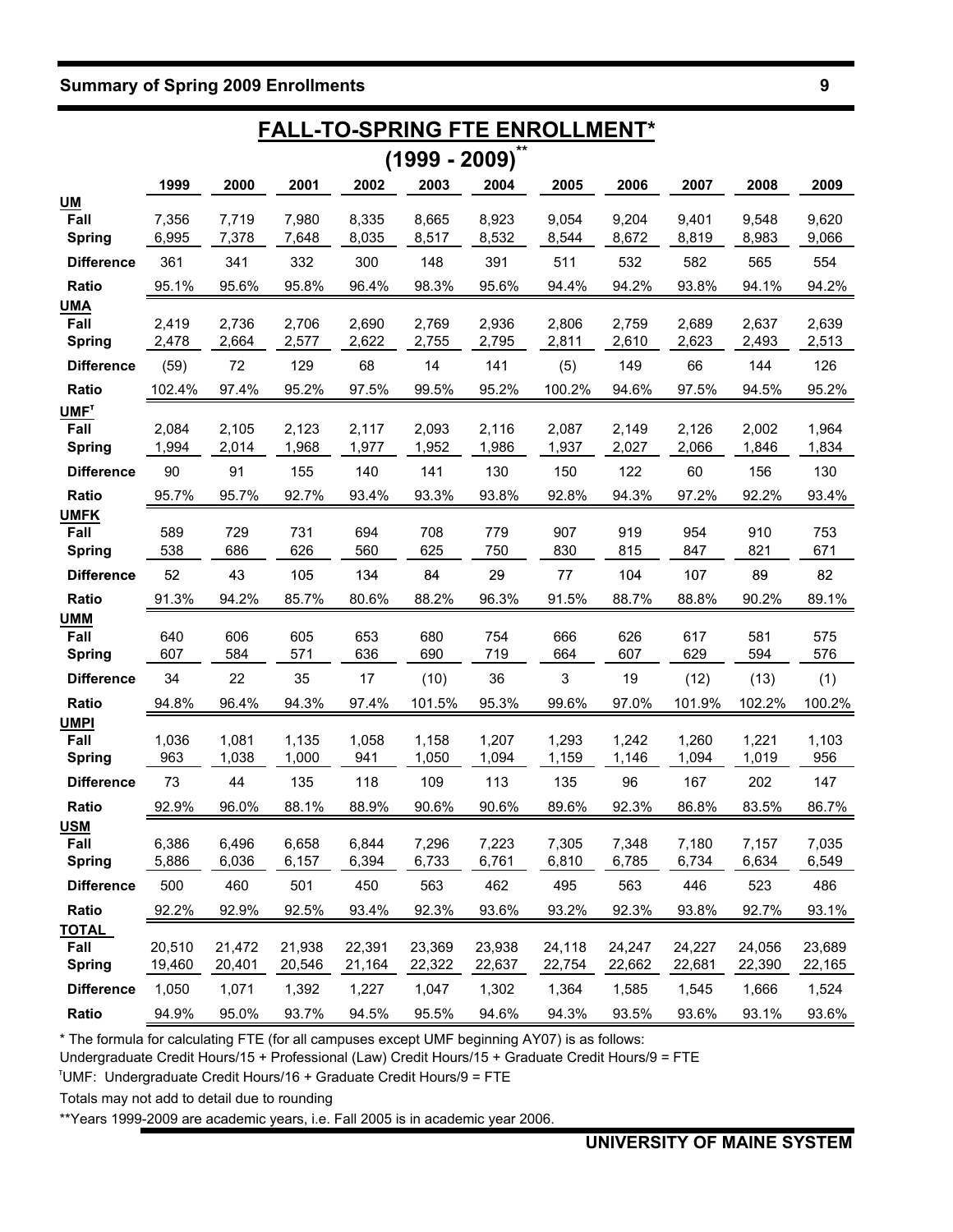# FALL-TO-SPRING FTE ENROLLMENT*

## (1999 - 2009)**

| | 1999 | 2000 | 2001 | 2002 | 2003 | 2004 | 2005 | 2006 | 2007 | 2008 | 2009 |
|---|---|---|---|---|---|---|---|---|---|---|---|
| **UM** | | | | | | | | | | | |
| **Fall** | 7,356 | 7,719 | 7,980 | 8,335 | 8,665 | 8,923 | 9,054 | 9,204 | 9,401 | 9,548 | 9,620 |
| **Spring** | 6,995 | 7,378 | 7,648 | 8,035 | 8,517 | 8,532 | 8,544 | 8,672 | 8,819 | 8,983 | 9,066 |
| **Difference** | 361 | 341 | 332 | 300 | 148 | 391 | 511 | 532 | 582 | 565 | 554 |
| **Ratio** | 95.1% | 95.6% | 95.8% | 96.4% | 98.3% | 95.6% | 94.4% | 94.2% | 93.8% | 94.1% | 94.2% |
| **UMA** | | | | | | | | | | | |
| **Fall** | 2,419 | 2,736 | 2,706 | 2,690 | 2,769 | 2,936 | 2,806 | 2,759 | 2,689 | 2,637 | 2,639 |
| **Spring** | 2,478 | 2,664 | 2,577 | 2,622 | 2,755 | 2,795 | 2,811 | 2,610 | 2,623 | 2,493 | 2,513 |
| **Difference** | (59) | 72 | 129 | 68 | 14 | 141 | (5) | 149 | 66 | 144 | 126 |
| **Ratio** | 102.4% | 97.4% | 95.2% | 97.5% | 99.5% | 95.2% | 100.2% | 94.6% | 97.5% | 94.5% | 95.2% |
| **UMF†** | | | | | | | | | | | |
| **Fall** | 2,084 | 2,105 | 2,123 | 2,117 | 2,093 | 2,116 | 2,087 | 2,149 | 2,126 | 2,002 | 1,964 |
| **Spring** | 1,994 | 2,014 | 1,968 | 1,977 | 1,952 | 1,986 | 1,937 | 2,027 | 2,066 | 1,846 | 1,834 |
| **Difference** | 90 | 91 | 155 | 140 | 141 | 130 | 150 | 122 | 60 | 156 | 130 |
| **Ratio** | 95.7% | 95.7% | 92.7% | 93.4% | 93.3% | 93.8% | 92.8% | 94.3% | 97.2% | 92.2% | 93.4% |
| **UMFK** | | | | | | | | | | | |
| **Fall** | 589 | 729 | 731 | 694 | 708 | 779 | 907 | 919 | 954 | 910 | 753 |
| **Spring** | 538 | 686 | 626 | 560 | 625 | 750 | 830 | 815 | 847 | 821 | 671 |
| **Difference** | 52 | 43 | 105 | 134 | 84 | 29 | 77 | 104 | 107 | 89 | 82 |
| **Ratio** | 91.3% | 94.2% | 85.7% | 80.6% | 88.2% | 96.3% | 91.5% | 88.7% | 88.8% | 90.2% | 89.1% |
| **UMM** | | | | | | | | | | | |
| **Fall** | 640 | 606 | 605 | 653 | 680 | 754 | 666 | 626 | 617 | 581 | 575 |
| **Spring** | 607 | 584 | 571 | 636 | 690 | 719 | 664 | 607 | 629 | 594 | 576 |
| **Difference** | 34 | 22 | 35 | 17 | (10) | 36 | 3 | 19 | (12) | (13) | (1) |
| **Ratio** | 94.8% | 96.4% | 94.3% | 97.4% | 101.5% | 95.3% | 99.6% | 97.0% | 101.9% | 102.2% | 100.2% |
| **UMPI** | | | | | | | | | | | |
| **Fall** | 1,036 | 1,081 | 1,135 | 1,058 | 1,158 | 1,207 | 1,293 | 1,242 | 1,260 | 1,221 | 1,103 |
| **Spring** | 963 | 1,038 | 1,000 | 941 | 1,050 | 1,094 | 1,159 | 1,146 | 1,094 | 1,019 | 956 |
| **Difference** | 73 | 44 | 135 | 118 | 109 | 113 | 135 | 96 | 167 | 202 | 147 |
| **Ratio** | 92.9% | 96.0% | 88.1% | 88.9% | 90.6% | 90.6% | 89.6% | 92.3% | 86.8% | 83.5% | 86.7% |
| **USM** | | | | | | | | | | | |
| **Fall** | 6,386 | 6,496 | 6,658 | 6,844 | 7,296 | 7,223 | 7,305 | 7,348 | 7,180 | 7,157 | 7,035 |
| **Spring** | 5,886 | 6,036 | 6,157 | 6,394 | 6,733 | 6,761 | 6,810 | 6,785 | 6,734 | 6,634 | 6,549 |
| **Difference** | 500 | 460 | 501 | 450 | 563 | 462 | 495 | 563 | 446 | 523 | 486 |
| **Ratio** | 92.2% | 92.9% | 92.5% | 93.4% | 92.3% | 93.6% | 93.2% | 92.3% | 93.8% | 92.7% | 93.1% |
| **TOTAL** | | | | | | | | | | | |
| **Fall** | 20,510 | 21,472 | 21,938 | 22,391 | 23,369 | 23,938 | 24,118 | 24,247 | 24,227 | 24,056 | 23,689 |
| **Spring** | 19,460 | 20,401 | 20,546 | 21,164 | 22,322 | 22,637 | 22,754 | 22,662 | 22,681 | 22,390 | 22,165 |
| **Difference** | 1,050 | 1,071 | 1,392 | 1,227 | 1,047 | 1,302 | 1,364 | 1,585 | 1,545 | 1,666 | 1,524 |
| **Ratio** | 94.9% | 95.0% | 93.7% | 94.5% | 95.5% | 94.6% | 94.3% | 93.5% | 93.6% | 93.1% | 93.6% |

* The formula for calculating FTE (for all campuses except UMF beginning AY07) is as follows:

Undergraduate Credit Hours/15 + Professional (Law) Credit Hours/15 + Graduate Credit Hours/9 = FTE

†UMF: Undergraduate Credit Hours/16 + Graduate Credit Hours/9 = FTE

Totals may not add to detail due to rounding

**Years 1999-2009 are academic years, i.e. Fall 2005 is in academic year 2006.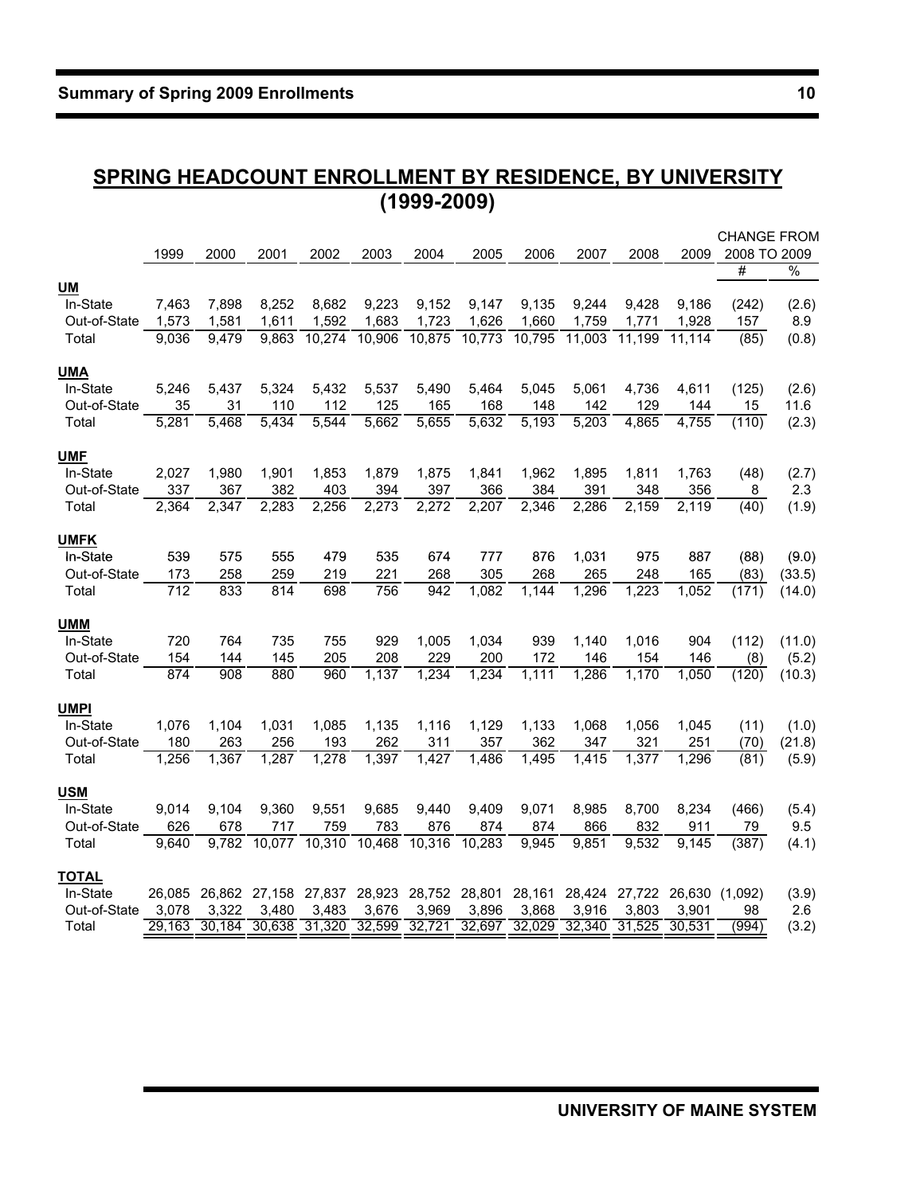## SPRING HEADCOUNT ENROLLMENT BY RESIDENCE, BY UNIVERSITY (1999-2009)

| | 1999 | 2000 | 2001 | 2002 | 2003 | 2004 | 2005 | 2006 | 2007 | 2008 | 2009 | CHANGE FROM 2008 TO 2009 | |
|---|---|---|---|---|---|---|---|---|---|---|---|---|---|
| | | | | | | | | | | | | # | % |
| **UM** | | | | | | | | | | | | | |
| In-State | 7,463 | 7,898 | 8,252 | 8,682 | 9,223 | 9,152 | 9,147 | 9,135 | 9,244 | 9,428 | 9,186 | (242) | (2.6) |
| Out-of-State | 1,573 | 1,581 | 1,611 | 1,592 | 1,683 | 1,723 | 1,626 | 1,660 | 1,759 | 1,771 | 1,928 | 157 | 8.9 |
| Total | 9,036 | 9,479 | 9,863 | 10,274 | 10,906 | 10,875 | 10,773 | 10,795 | 11,003 | 11,199 | 11,114 | (85) | (0.8) |
| **UMA** | | | | | | | | | | | | | |
| In-State | 5,246 | 5,437 | 5,324 | 5,432 | 5,537 | 5,490 | 5,464 | 5,045 | 5,061 | 4,736 | 4,611 | (125) | (2.6) |
| Out-of-State | 35 | 31 | 110 | 112 | 125 | 165 | 168 | 148 | 142 | 129 | 144 | 15 | 11.6 |
| Total | 5,281 | 5,468 | 5,434 | 5,544 | 5,662 | 5,655 | 5,632 | 5,193 | 5,203 | 4,865 | 4,755 | (110) | (2.3) |
| **UMF** | | | | | | | | | | | | | |
| In-State | 2,027 | 1,980 | 1,901 | 1,853 | 1,879 | 1,875 | 1,841 | 1,962 | 1,895 | 1,811 | 1,763 | (48) | (2.7) |
| Out-of-State | 337 | 367 | 382 | 403 | 394 | 397 | 366 | 384 | 391 | 348 | 356 | 8 | 2.3 |
| Total | 2,364 | 2,347 | 2,283 | 2,256 | 2,273 | 2,272 | 2,207 | 2,346 | 2,286 | 2,159 | 2,119 | (40) | (1.9) |
| **UMFK** | | | | | | | | | | | | | |
| In-State | 539 | 575 | 555 | 479 | 535 | 674 | 777 | 876 | 1,031 | 975 | 887 | (88) | (9.0) |
| Out-of-State | 173 | 258 | 259 | 219 | 221 | 268 | 305 | 268 | 265 | 248 | 165 | (83) | (33.5) |
| Total | 712 | 833 | 814 | 698 | 756 | 942 | 1,082 | 1,144 | 1,296 | 1,223 | 1,052 | (171) | (14.0) |
| **UMM** | | | | | | | | | | | | | |
| In-State | 720 | 764 | 735 | 755 | 929 | 1,005 | 1,034 | 939 | 1,140 | 1,016 | 904 | (112) | (11.0) |
| Out-of-State | 154 | 144 | 145 | 205 | 208 | 229 | 200 | 172 | 146 | 154 | 146 | (8) | (5.2) |
| Total | 874 | 908 | 880 | 960 | 1,137 | 1,234 | 1,234 | 1,111 | 1,286 | 1,170 | 1,050 | (120) | (10.3) |
| **UMPI** | | | | | | | | | | | | | |
| In-State | 1,076 | 1,104 | 1,031 | 1,085 | 1,135 | 1,116 | 1,129 | 1,133 | 1,068 | 1,056 | 1,045 | (11) | (1.0) |
| Out-of-State | 180 | 263 | 256 | 193 | 262 | 311 | 357 | 362 | 347 | 321 | 251 | (70) | (21.8) |
| Total | 1,256 | 1,367 | 1,287 | 1,278 | 1,397 | 1,427 | 1,486 | 1,495 | 1,415 | 1,377 | 1,296 | (81) | (5.9) |
| **USM** | | | | | | | | | | | | | |
| In-State | 9,014 | 9,104 | 9,360 | 9,551 | 9,685 | 9,440 | 9,409 | 9,071 | 8,985 | 8,700 | 8,234 | (466) | (5.4) |
| Out-of-State | 626 | 678 | 717 | 759 | 783 | 876 | 874 | 874 | 866 | 832 | 911 | 79 | 9.5 |
| Total | 9,640 | 9,782 | 10,077 | 10,310 | 10,468 | 10,316 | 10,283 | 9,945 | 9,851 | 9,532 | 9,145 | (387) | (4.1) |
| **TOTAL** | | | | | | | | | | | | | |
| In-State | 26,085 | 26,862 | 27,158 | 27,837 | 28,923 | 28,752 | 28,801 | 28,161 | 28,424 | 27,722 | 26,630 | (1,092) | (3.9) |
| Out-of-State | 3,078 | 3,322 | 3,480 | 3,483 | 3,676 | 3,969 | 3,896 | 3,868 | 3,916 | 3,803 | 3,901 | 98 | 2.6 |
| Total | 29,163 | 30,184 | 30,638 | 31,320 | 32,599 | 32,721 | 32,697 | 32,029 | 32,340 | 31,525 | 30,531 | (994) | (3.2) |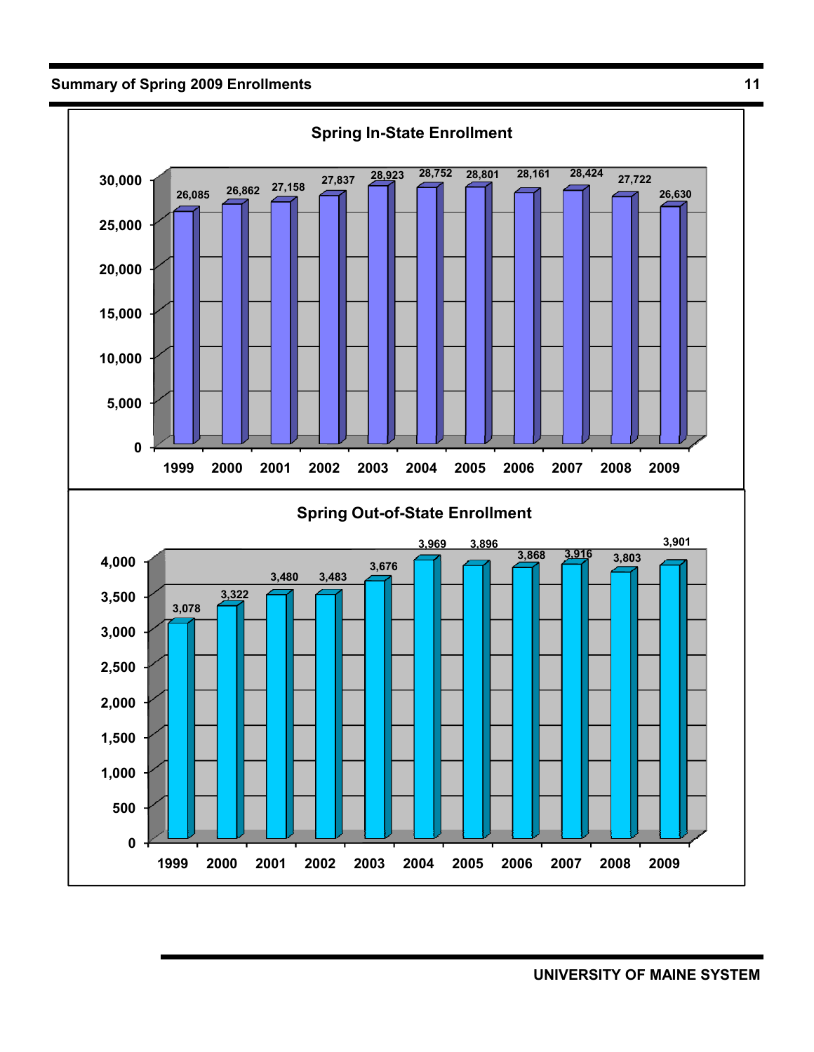## Spring In-State Enrollment

| Year | Enrollment |
| --- | --- |
| 1999 | 26,085 |
| 2000 | 26,862 |
| 2001 | 27,158 |
| 2002 | 27,837 |
| 2003 | 28,923 |
| 2004 | 28,752 |
| 2005 | 28,801 |
| 2006 | 28,161 |
| 2007 | 28,424 |
| 2008 | 27,722 |
| 2009 | 26,630 |

## Spring Out-of-State Enrollment

| Year | Enrollment |
| --- | --- |
| 1999 | 3,078 |
| 2000 | 3,322 |
| 2001 | 3,480 |
| 2002 | 3,483 |
| 2003 | 3,676 |
| 2004 | 3,969 |
| 2005 | 3,896 |
| 2006 | 3,868 |
| 2007 | 3,916 |
| 2008 | 3,803 |
| 2009 | 3,901 |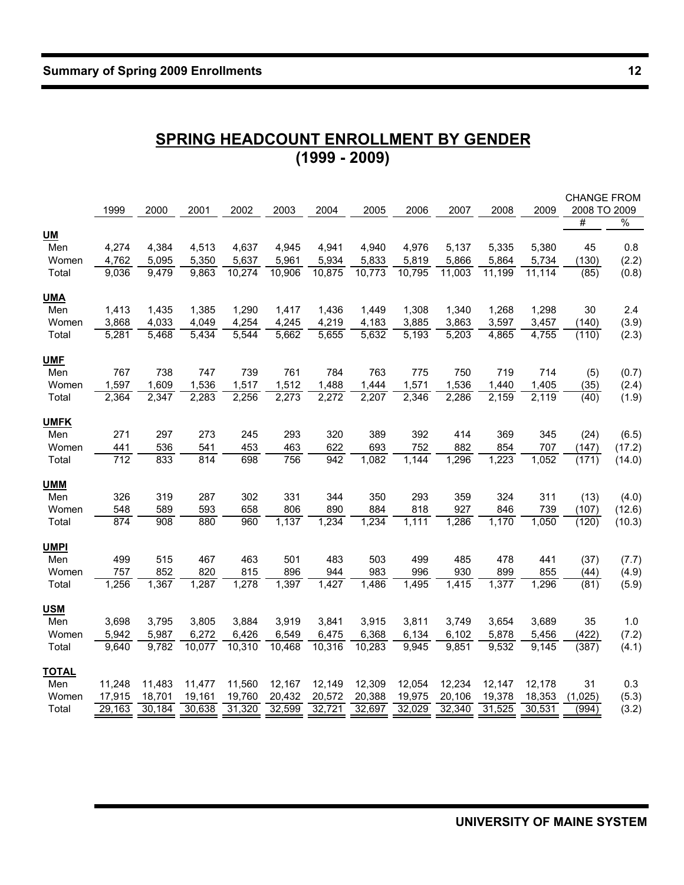# SPRING HEADCOUNT ENROLLMENT BY GENDER
## (1999 - 2009)

| | 1999 | 2000 | 2001 | 2002 | 2003 | 2004 | 2005 | 2006 | 2007 | 2008 | 2009 | CHANGE FROM 2008 TO 2009 | |
|---|---|---|---|---|---|---|---|---|---|---|---|---|---|
| | | | | | | | | | | | | # | % |
| **UM** | | | | | | | | | | | | | |
| Men | 4,274 | 4,384 | 4,513 | 4,637 | 4,945 | 4,941 | 4,940 | 4,976 | 5,137 | 5,335 | 5,380 | 45 | 0.8 |
| Women | 4,762 | 5,095 | 5,350 | 5,637 | 5,961 | 5,934 | 5,833 | 5,819 | 5,866 | 5,864 | 5,734 | (130) | (2.2) |
| Total | 9,036 | 9,479 | 9,863 | 10,274 | 10,906 | 10,875 | 10,773 | 10,795 | 11,003 | 11,199 | 11,114 | (85) | (0.8) |
| **UMA** | | | | | | | | | | | | | |
| Men | 1,413 | 1,435 | 1,385 | 1,290 | 1,417 | 1,436 | 1,449 | 1,308 | 1,340 | 1,268 | 1,298 | 30 | 2.4 |
| Women | 3,868 | 4,033 | 4,049 | 4,254 | 4,245 | 4,219 | 4,183 | 3,885 | 3,863 | 3,597 | 3,457 | (140) | (3.9) |
| Total | 5,281 | 5,468 | 5,434 | 5,544 | 5,662 | 5,655 | 5,632 | 5,193 | 5,203 | 4,865 | 4,755 | (110) | (2.3) |
| **UMF** | | | | | | | | | | | | | |
| Men | 767 | 738 | 747 | 739 | 761 | 784 | 763 | 775 | 750 | 719 | 714 | (5) | (0.7) |
| Women | 1,597 | 1,609 | 1,536 | 1,517 | 1,512 | 1,488 | 1,444 | 1,571 | 1,536 | 1,440 | 1,405 | (35) | (2.4) |
| Total | 2,364 | 2,347 | 2,283 | 2,256 | 2,273 | 2,272 | 2,207 | 2,346 | 2,286 | 2,159 | 2,119 | (40) | (1.9) |
| **UMFK** | | | | | | | | | | | | | |
| Men | 271 | 297 | 273 | 245 | 293 | 320 | 389 | 392 | 414 | 369 | 345 | (24) | (6.5) |
| Women | 441 | 536 | 541 | 453 | 463 | 622 | 693 | 752 | 882 | 854 | 707 | (147) | (17.2) |
| Total | 712 | 833 | 814 | 698 | 756 | 942 | 1,082 | 1,144 | 1,296 | 1,223 | 1,052 | (171) | (14.0) |
| **UMM** | | | | | | | | | | | | | |
| Men | 326 | 319 | 287 | 302 | 331 | 344 | 350 | 293 | 359 | 324 | 311 | (13) | (4.0) |
| Women | 548 | 589 | 593 | 658 | 806 | 890 | 884 | 818 | 927 | 846 | 739 | (107) | (12.6) |
| Total | 874 | 908 | 880 | 960 | 1,137 | 1,234 | 1,234 | 1,111 | 1,286 | 1,170 | 1,050 | (120) | (10.3) |
| **UMPI** | | | | | | | | | | | | | |
| Men | 499 | 515 | 467 | 463 | 501 | 483 | 503 | 499 | 485 | 478 | 441 | (37) | (7.7) |
| Women | 757 | 852 | 820 | 815 | 896 | 944 | 983 | 996 | 930 | 899 | 855 | (44) | (4.9) |
| Total | 1,256 | 1,367 | 1,287 | 1,278 | 1,397 | 1,427 | 1,486 | 1,495 | 1,415 | 1,377 | 1,296 | (81) | (5.9) |
| **USM** | | | | | | | | | | | | | |
| Men | 3,698 | 3,795 | 3,805 | 3,884 | 3,919 | 3,841 | 3,915 | 3,811 | 3,749 | 3,654 | 3,689 | 35 | 1.0 |
| Women | 5,942 | 5,987 | 6,272 | 6,426 | 6,549 | 6,475 | 6,368 | 6,134 | 6,102 | 5,878 | 5,456 | (422) | (7.2) |
| Total | 9,640 | 9,782 | 10,077 | 10,310 | 10,468 | 10,316 | 10,283 | 9,945 | 9,851 | 9,532 | 9,145 | (387) | (4.1) |
| **TOTAL** | | | | | | | | | | | | | |
| Men | 11,248 | 11,483 | 11,477 | 11,560 | 12,167 | 12,149 | 12,309 | 12,054 | 12,234 | 12,147 | 12,178 | 31 | 0.3 |
| Women | 17,915 | 18,701 | 19,161 | 19,760 | 20,432 | 20,572 | 20,388 | 19,975 | 20,106 | 19,378 | 18,353 | (1,025) | (5.3) |
| Total | 29,163 | 30,184 | 30,638 | 31,320 | 32,599 | 32,721 | 32,697 | 32,029 | 32,340 | 31,525 | 30,531 | (994) | (3.2) |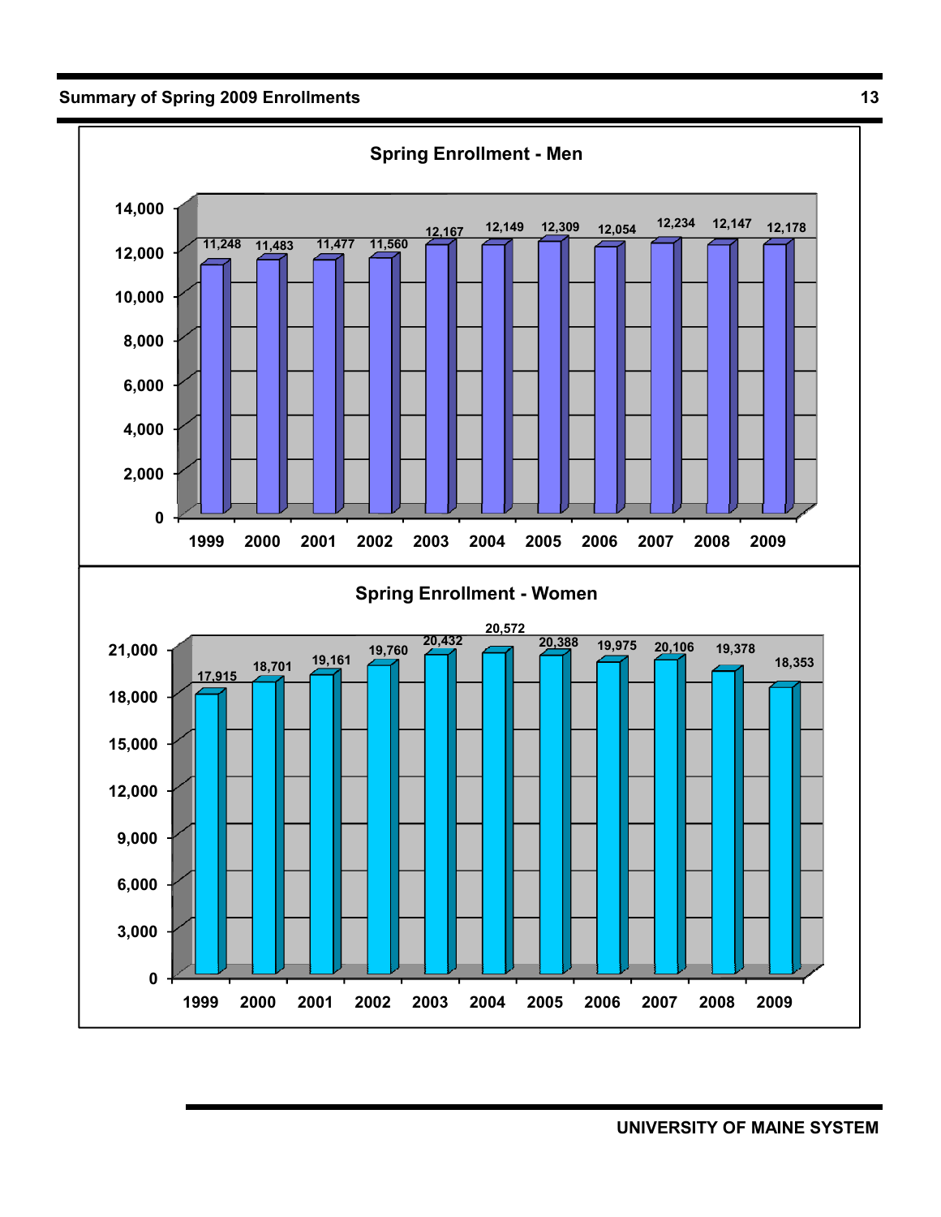## Spring Enrollment - Men

| Year | Enrollment |
|---|---|
| 1999 | 11,248 |
| 2000 | 11,483 |
| 2001 | 11,477 |
| 2002 | 11,560 |
| 2003 | 12,167 |
| 2004 | 12,149 |
| 2005 | 12,309 |
| 2006 | 12,054 |
| 2007 | 12,234 |
| 2008 | 12,147 |
| 2009 | 12,178 |

## Spring Enrollment - Women

| Year | Enrollment |
|---|---|
| 1999 | 17,915 |
| 2000 | 18,701 |
| 2001 | 19,161 |
| 2002 | 19,760 |
| 2003 | 20,432 |
| 2004 | 20,572 |
| 2005 | 20,388 |
| 2006 | 19,975 |
| 2007 | 20,106 |
| 2008 | 19,378 |
| 2009 | 18,353 |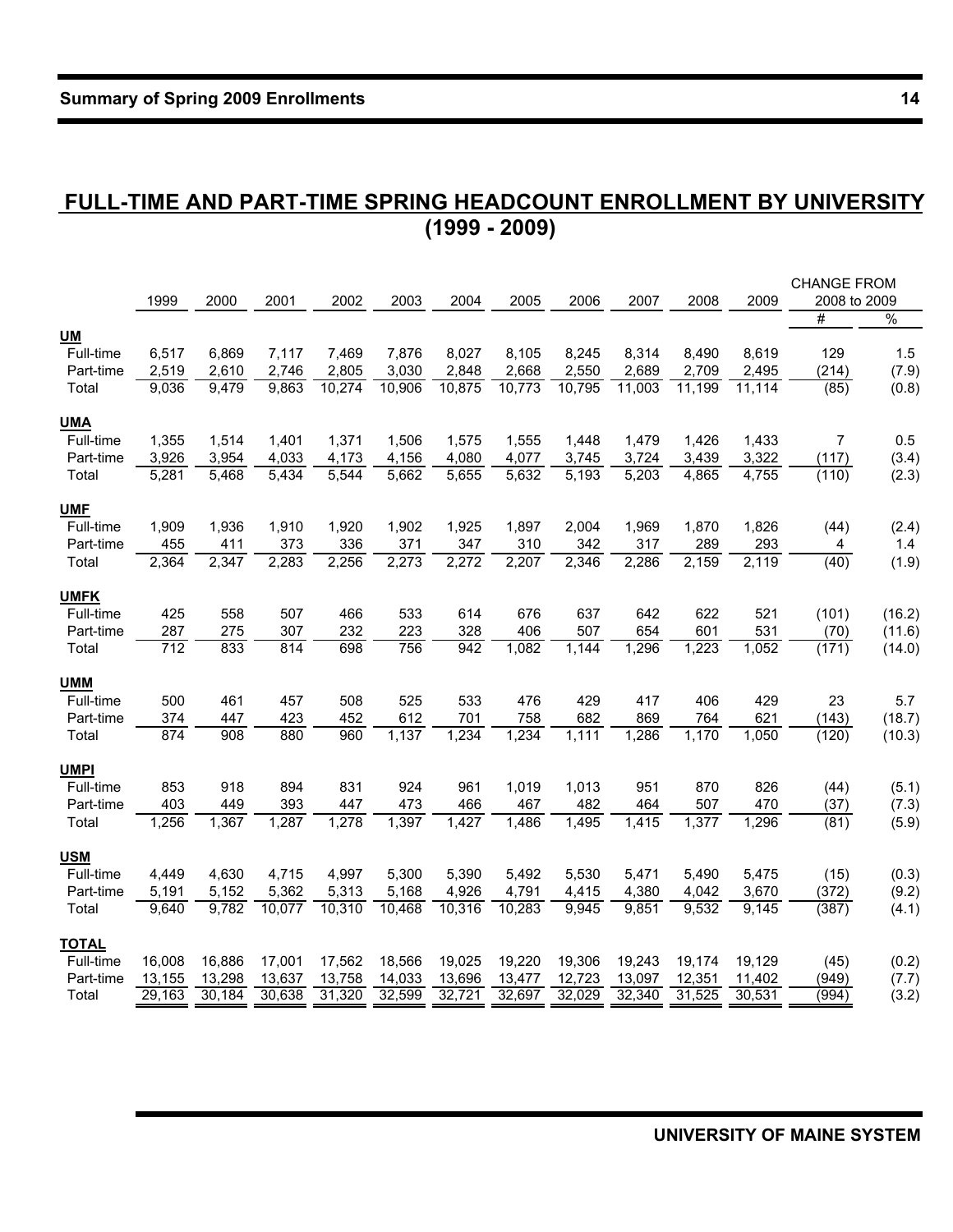# FULL-TIME AND PART-TIME SPRING HEADCOUNT ENROLLMENT BY UNIVERSITY (1999 - 2009)

| | 1999 | 2000 | 2001 | 2002 | 2003 | 2004 | 2005 | 2006 | 2007 | 2008 | 2009 | CHANGE FROM 2008 to 2009 | |
|---|---|---|---|---|---|---|---|---|---|---|---|---|---|
| | | | | | | | | | | | | # | % |
| **UM** | | | | | | | | | | | | | |
| Full-time | 6,517 | 6,869 | 7,117 | 7,469 | 7,876 | 8,027 | 8,105 | 8,245 | 8,314 | 8,490 | 8,619 | 129 | 1.5 |
| Part-time | 2,519 | 2,610 | 2,746 | 2,805 | 3,030 | 2,848 | 2,668 | 2,550 | 2,689 | 2,709 | 2,495 | (214) | (7.9) |
| Total | 9,036 | 9,479 | 9,863 | 10,274 | 10,906 | 10,875 | 10,773 | 10,795 | 11,003 | 11,199 | 11,114 | (85) | (0.8) |
| **UMA** | | | | | | | | | | | | | |
| Full-time | 1,355 | 1,514 | 1,401 | 1,371 | 1,506 | 1,575 | 1,555 | 1,448 | 1,479 | 1,426 | 1,433 | 7 | 0.5 |
| Part-time | 3,926 | 3,954 | 4,033 | 4,173 | 4,156 | 4,080 | 4,077 | 3,745 | 3,724 | 3,439 | 3,322 | (117) | (3.4) |
| Total | 5,281 | 5,468 | 5,434 | 5,544 | 5,662 | 5,655 | 5,632 | 5,193 | 5,203 | 4,865 | 4,755 | (110) | (2.3) |
| **UMF** | | | | | | | | | | | | | |
| Full-time | 1,909 | 1,936 | 1,910 | 1,920 | 1,902 | 1,925 | 1,897 | 2,004 | 1,969 | 1,870 | 1,826 | (44) | (2.4) |
| Part-time | 455 | 411 | 373 | 336 | 371 | 347 | 310 | 342 | 317 | 289 | 293 | 4 | 1.4 |
| Total | 2,364 | 2,347 | 2,283 | 2,256 | 2,273 | 2,272 | 2,207 | 2,346 | 2,286 | 2,159 | 2,119 | (40) | (1.9) |
| **UMFK** | | | | | | | | | | | | | |
| Full-time | 425 | 558 | 507 | 466 | 533 | 614 | 676 | 637 | 642 | 622 | 521 | (101) | (16.2) |
| Part-time | 287 | 275 | 307 | 232 | 223 | 328 | 406 | 507 | 654 | 601 | 531 | (70) | (11.6) |
| Total | 712 | 833 | 814 | 698 | 756 | 942 | 1,082 | 1,144 | 1,296 | 1,223 | 1,052 | (171) | (14.0) |
| **UMM** | | | | | | | | | | | | | |
| Full-time | 500 | 461 | 457 | 508 | 525 | 533 | 476 | 429 | 417 | 406 | 429 | 23 | 5.7 |
| Part-time | 374 | 447 | 423 | 452 | 612 | 701 | 758 | 682 | 869 | 764 | 621 | (143) | (18.7) |
| Total | 874 | 908 | 880 | 960 | 1,137 | 1,234 | 1,234 | 1,111 | 1,286 | 1,170 | 1,050 | (120) | (10.3) |
| **UMPI** | | | | | | | | | | | | | |
| Full-time | 853 | 918 | 894 | 831 | 924 | 961 | 1,019 | 1,013 | 951 | 870 | 826 | (44) | (5.1) |
| Part-time | 403 | 449 | 393 | 447 | 473 | 466 | 467 | 482 | 464 | 507 | 470 | (37) | (7.3) |
| Total | 1,256 | 1,367 | 1,287 | 1,278 | 1,397 | 1,427 | 1,486 | 1,495 | 1,415 | 1,377 | 1,296 | (81) | (5.9) |
| **USM** | | | | | | | | | | | | | |
| Full-time | 4,449 | 4,630 | 4,715 | 4,997 | 5,300 | 5,390 | 5,492 | 5,530 | 5,471 | 5,490 | 5,475 | (15) | (0.3) |
| Part-time | 5,191 | 5,152 | 5,362 | 5,313 | 5,168 | 4,926 | 4,791 | 4,415 | 4,380 | 4,042 | 3,670 | (372) | (9.2) |
| Total | 9,640 | 9,782 | 10,077 | 10,310 | 10,468 | 10,316 | 10,283 | 9,945 | 9,851 | 9,532 | 9,145 | (387) | (4.1) |
| **TOTAL** | | | | | | | | | | | | | |
| Full-time | 16,008 | 16,886 | 17,001 | 17,562 | 18,566 | 19,025 | 19,220 | 19,306 | 19,243 | 19,174 | 19,129 | (45) | (0.2) |
| Part-time | 13,155 | 13,298 | 13,637 | 13,758 | 14,033 | 13,696 | 13,477 | 12,723 | 13,097 | 12,351 | 11,402 | (949) | (7.7) |
| Total | 29,163 | 30,184 | 30,638 | 31,320 | 32,599 | 32,721 | 32,697 | 32,029 | 32,340 | 31,525 | 30,531 | (994) | (3.2) |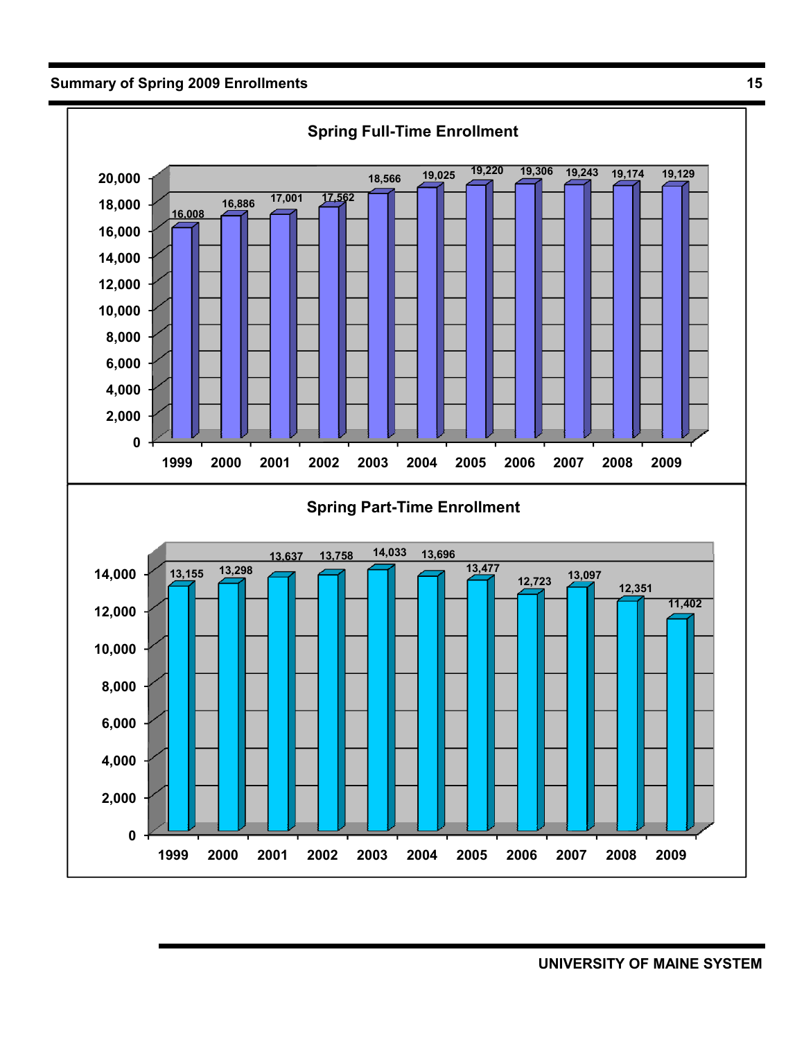## Spring Full-Time Enrollment

| Year | Enrollment |
|---|---|
| 1999 | 16,008 |
| 2000 | 16,886 |
| 2001 | 17,001 |
| 2002 | 17,562 |
| 2003 | 18,566 |
| 2004 | 19,025 |
| 2005 | 19,220 |
| 2006 | 19,306 |
| 2007 | 19,243 |
| 2008 | 19,174 |
| 2009 | 19,129 |

## Spring Part-Time Enrollment

| Year | Enrollment |
|---|---|
| 1999 | 13,155 |
| 2000 | 13,298 |
| 2001 | 13,637 |
| 2002 | 13,758 |
| 2003 | 14,033 |
| 2004 | 13,696 |
| 2005 | 13,477 |
| 2006 | 12,723 |
| 2007 | 13,097 |
| 2008 | 12,351 |
| 2009 | 11,402 |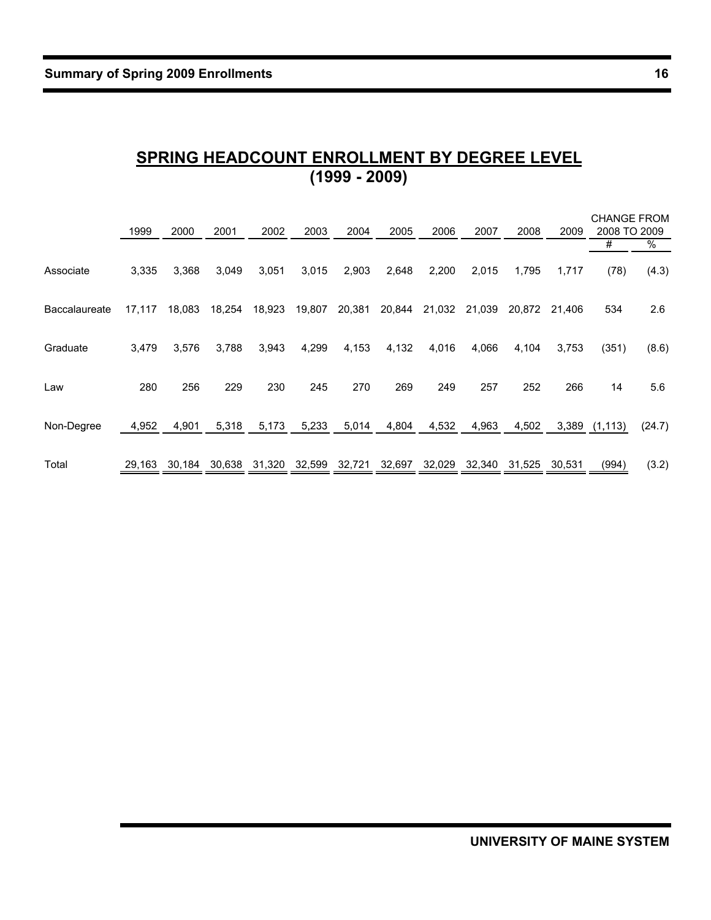## SPRING HEADCOUNT ENROLLMENT BY DEGREE LEVEL
## (1999 - 2009)

| | 1999 | 2000 | 2001 | 2002 | 2003 | 2004 | 2005 | 2006 | 2007 | 2008 | 2009 | CHANGE FROM 2008 TO 2009 | |
|---|---|---|---|---|---|---|---|---|---|---|---|---|---|
| | | | | | | | | | | | | # | % |
| Associate | 3,335 | 3,368 | 3,049 | 3,051 | 3,015 | 2,903 | 2,648 | 2,200 | 2,015 | 1,795 | 1,717 | (78) | (4.3) |
| Baccalaureate | 17,117 | 18,083 | 18,254 | 18,923 | 19,807 | 20,381 | 20,844 | 21,032 | 21,039 | 20,872 | 21,406 | 534 | 2.6 |
| Graduate | 3,479 | 3,576 | 3,788 | 3,943 | 4,299 | 4,153 | 4,132 | 4,016 | 4,066 | 4,104 | 3,753 | (351) | (8.6) |
| Law | 280 | 256 | 229 | 230 | 245 | 270 | 269 | 249 | 257 | 252 | 266 | 14 | 5.6 |
| Non-Degree | 4,952 | 4,901 | 5,318 | 5,173 | 5,233 | 5,014 | 4,804 | 4,532 | 4,963 | 4,502 | 3,389 | (1,113) | (24.7) |
| Total | 29,163 | 30,184 | 30,638 | 31,320 | 32,599 | 32,721 | 32,697 | 32,029 | 32,340 | 31,525 | 30,531 | (994) | (3.2) |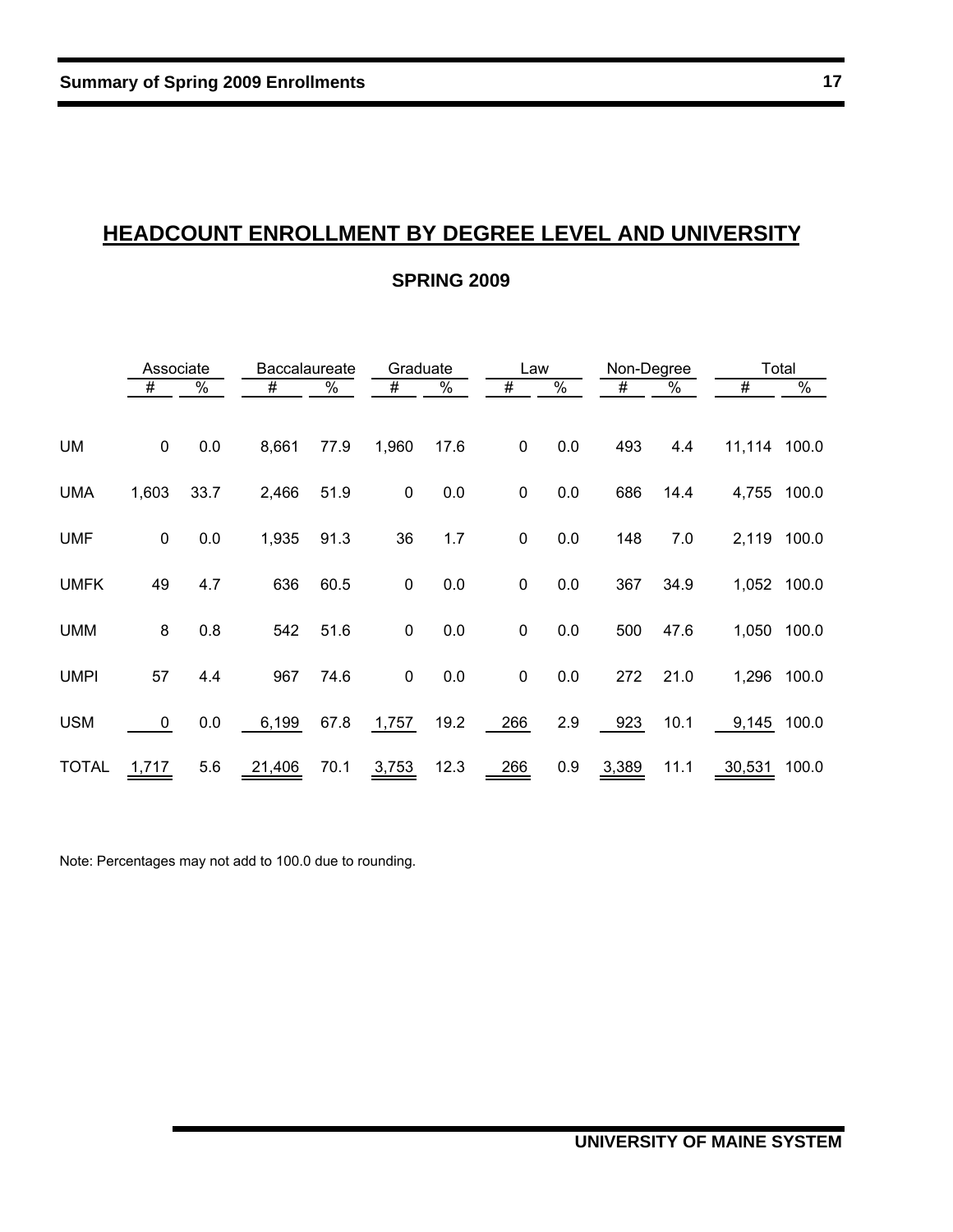# HEADCOUNT ENROLLMENT BY DEGREE LEVEL AND UNIVERSITY

## SPRING 2009

| | Associate | | Baccalaureate | | Graduate | | Law | | Non-Degree | | Total | |
|---|---|---|---|---|---|---|---|---|---|---|---|---|
| | # | % | # | % | # | % | # | % | # | % | # | % |
| UM | 0 | 0.0 | 8,661 | 77.9 | 1,960 | 17.6 | 0 | 0.0 | 493 | 4.4 | 11,114 | 100.0 |
| UMA | 1,603 | 33.7 | 2,466 | 51.9 | 0 | 0.0 | 0 | 0.0 | 686 | 14.4 | 4,755 | 100.0 |
| UMF | 0 | 0.0 | 1,935 | 91.3 | 36 | 1.7 | 0 | 0.0 | 148 | 7.0 | 2,119 | 100.0 |
| UMFK | 49 | 4.7 | 636 | 60.5 | 0 | 0.0 | 0 | 0.0 | 367 | 34.9 | 1,052 | 100.0 |
| UMM | 8 | 0.8 | 542 | 51.6 | 0 | 0.0 | 0 | 0.0 | 500 | 47.6 | 1,050 | 100.0 |
| UMPI | 57 | 4.4 | 967 | 74.6 | 0 | 0.0 | 0 | 0.0 | 272 | 21.0 | 1,296 | 100.0 |
| USM | 0 | 0.0 | 6,199 | 67.8 | 1,757 | 19.2 | 266 | 2.9 | 923 | 10.1 | 9,145 | 100.0 |
| TOTAL | 1,717 | 5.6 | 21,406 | 70.1 | 3,753 | 12.3 | 266 | 0.9 | 3,389 | 11.1 | 30,531 | 100.0 |

Note: Percentages may not add to 100.0 due to rounding.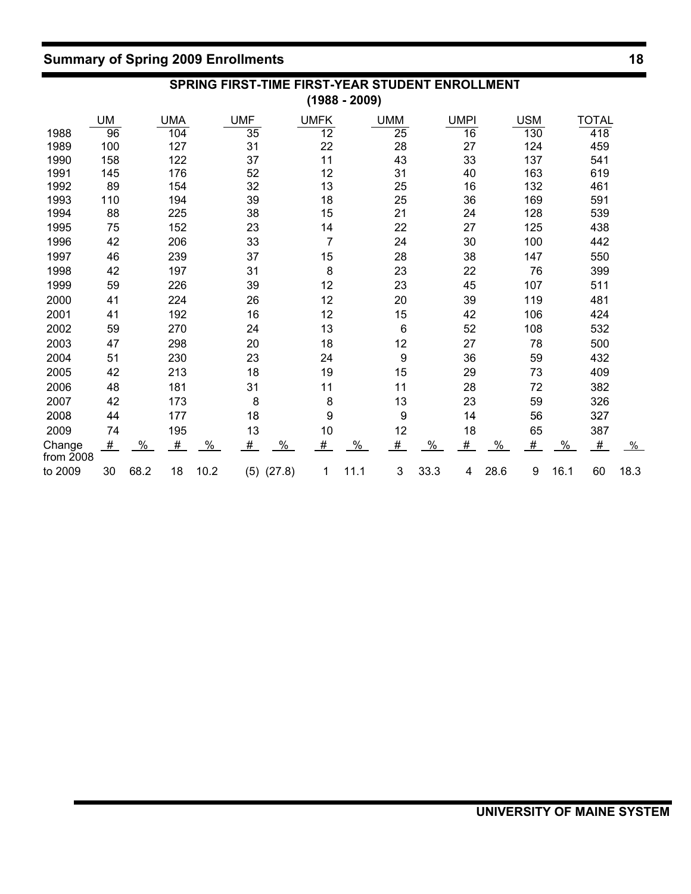## Summary of Spring 2009 Enrollments

### SPRING FIRST-TIME FIRST-YEAR STUDENT ENROLLMENT (1988 - 2009)

| | UM | | UMA | | UMF | | UMFK | | UMM | | UMPI | | USM | | TOTAL | |
|---|---|---|---|---|---|---|---|---|---|---|---|---|---|---|---|---|
| 1988 | 96 | | 104 | | 35 | | 12 | | 25 | | 16 | | 130 | | 418 | |
| 1989 | 100 | | 127 | | 31 | | 22 | | 28 | | 27 | | 124 | | 459 | |
| 1990 | 158 | | 122 | | 37 | | 11 | | 43 | | 33 | | 137 | | 541 | |
| 1991 | 145 | | 176 | | 52 | | 12 | | 31 | | 40 | | 163 | | 619 | |
| 1992 | 89 | | 154 | | 32 | | 13 | | 25 | | 16 | | 132 | | 461 | |
| 1993 | 110 | | 194 | | 39 | | 18 | | 25 | | 36 | | 169 | | 591 | |
| 1994 | 88 | | 225 | | 38 | | 15 | | 21 | | 24 | | 128 | | 539 | |
| 1995 | 75 | | 152 | | 23 | | 14 | | 22 | | 27 | | 125 | | 438 | |
| 1996 | 42 | | 206 | | 33 | | 7 | | 24 | | 30 | | 100 | | 442 | |
| 1997 | 46 | | 239 | | 37 | | 15 | | 28 | | 38 | | 147 | | 550 | |
| 1998 | 42 | | 197 | | 31 | | 8 | | 23 | | 22 | | 76 | | 399 | |
| 1999 | 59 | | 226 | | 39 | | 12 | | 23 | | 45 | | 107 | | 511 | |
| 2000 | 41 | | 224 | | 26 | | 12 | | 20 | | 39 | | 119 | | 481 | |
| 2001 | 41 | | 192 | | 16 | | 12 | | 15 | | 42 | | 106 | | 424 | |
| 2002 | 59 | | 270 | | 24 | | 13 | | 6 | | 52 | | 108 | | 532 | |
| 2003 | 47 | | 298 | | 20 | | 18 | | 12 | | 27 | | 78 | | 500 | |
| 2004 | 51 | | 230 | | 23 | | 24 | | 9 | | 36 | | 59 | | 432 | |
| 2005 | 42 | | 213 | | 18 | | 19 | | 15 | | 29 | | 73 | | 409 | |
| 2006 | 48 | | 181 | | 31 | | 11 | | 11 | | 28 | | 72 | | 382 | |
| 2007 | 42 | | 173 | | 8 | | 8 | | 13 | | 23 | | 59 | | 326 | |
| 2008 | 44 | | 177 | | 18 | | 9 | | 9 | | 14 | | 56 | | 327 | |
| 2009 | 74 | | 195 | | 13 | | 10 | | 12 | | 18 | | 65 | | 387 | |
| Change from 2008 | # | % | # | % | # | % | # | % | # | % | # | % | # | % | # | % |
| to 2009 | 30 | 68.2 | 18 | 10.2 | (5) | (27.8) | 1 | 11.1 | 3 | 33.3 | 4 | 28.6 | 9 | 16.1 | 60 | 18.3 |